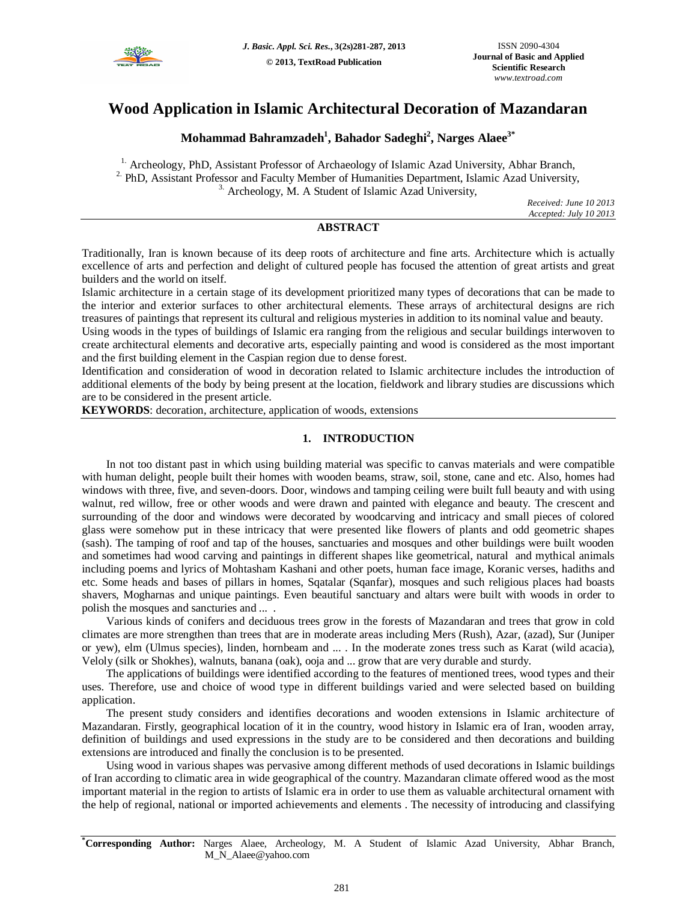# Wood Application in Islamic Architectural Decoration of Mazandaran

**Mohammad Bahramzadeh[1], Bahador Sadeghi[2], Narges Alaee[3*]**

[1.] Archeology, PhD, Assistant Professor of Archaeology of Islamic Azad University, Abhar Branch,
[2.] PhD, Assistant Professor and Faculty Member of Humanities Department, Islamic Azad University,
[3.] Archeology, M. A Student of Islamic Azad University,

*Received: June 10 2013*
*Accepted: July 10 2013*

## ABSTRACT

Traditionally, Iran is known because of its deep roots of architecture and fine arts. Architecture which is actually excellence of arts and perfection and delight of cultured people has focused the attention of great artists and great builders and the world on itself.

Islamic architecture in a certain stage of its development prioritized many types of decorations that can be made to the interior and exterior surfaces to other architectural elements. These arrays of architectural designs are rich treasures of paintings that represent its cultural and religious mysteries in addition to its nominal value and beauty.

Using woods in the types of buildings of Islamic era ranging from the religious and secular buildings interwoven to create architectural elements and decorative arts, especially painting and wood is considered as the most important and the first building element in the Caspian region due to dense forest.

Identification and consideration of wood in decoration related to Islamic architecture includes the introduction of additional elements of the body by being present at the location, fieldwork and library studies are discussions which are to be considered in the present article.

**KEYWORDS**: decoration, architecture, application of woods, extensions

## 1. INTRODUCTION

In not too distant past in which using building material was specific to canvas materials and were compatible with human delight, people built their homes with wooden beams, straw, soil, stone, cane and etc. Also, homes had windows with three, five, and seven-doors. Door, windows and tamping ceiling were built full beauty and with using walnut, red willow, free or other woods and were drawn and painted with elegance and beauty. The crescent and surrounding of the door and windows were decorated by woodcarving and intricacy and small pieces of colored glass were somehow put in these intricacy that were presented like flowers of plants and odd geometric shapes (sash). The tamping of roof and tap of the houses, sanctuaries and mosques and other buildings were built wooden and sometimes had wood carving and paintings in different shapes like geometrical, natural and mythical animals including poems and lyrics of Mohtasham Kashani and other poets, human face image, Koranic verses, hadiths and etc. Some heads and bases of pillars in homes, Sqatalar (Sqanfar), mosques and such religious places had boasts shavers, Mogharnas and unique paintings. Even beautiful sanctuary and altars were built with woods in order to polish the mosques and sancturies and ... .

Various kinds of conifers and deciduous trees grow in the forests of Mazandaran and trees that grow in cold climates are more strengthen than trees that are in moderate areas including Mers (Rush), Azar, (azad), Sur (Juniper or yew), elm (Ulmus species), linden, hornbeam and ... . In the moderate zones tress such as Karat (wild acacia), Veloly (silk or Shokhes), walnuts, banana (oak), ooja and ... grow that are very durable and sturdy.

The applications of buildings were identified according to the features of mentioned trees, wood types and their uses. Therefore, use and choice of wood type in different buildings varied and were selected based on building application.

The present study considers and identifies decorations and wooden extensions in Islamic architecture of Mazandaran. Firstly, geographical location of it in the country, wood history in Islamic era of Iran, wooden array, definition of buildings and used expressions in the study are to be considered and then decorations and building extensions are introduced and finally the conclusion is to be presented.

Using wood in various shapes was pervasive among different methods of used decorations in Islamic buildings of Iran according to climatic area in wide geographical of the country. Mazandaran climate offered wood as the most important material in the region to artists of Islamic era in order to use them as valuable architectural ornament with the help of regional, national or imported achievements and elements . The necessity of introducing and classifying

---

**[*]Corresponding Author:** Narges Alaee, Archeology, M. A Student of Islamic Azad University, Abhar Branch, M_N_Alaee@yahoo.com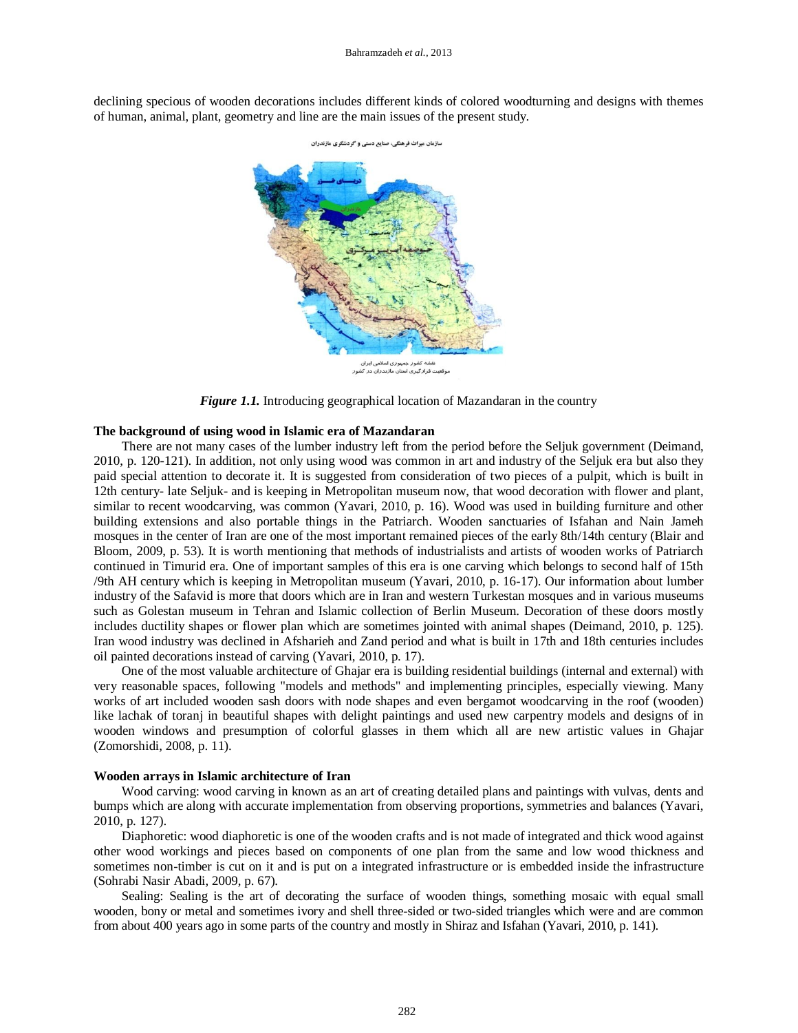declining specious of wooden decorations includes different kinds of colored woodturning and designs with themes of human, animal, plant, geometry and line are the main issues of the present study.

*Figure 1.1.* Introducing geographical location of Mazandaran in the country

**The background of using wood in Islamic era of Mazandaran**

There are not many cases of the lumber industry left from the period before the Seljuk government (Deimand, 2010, p. 120-121). In addition, not only using wood was common in art and industry of the Seljuk era but also they paid special attention to decorate it. It is suggested from consideration of two pieces of a pulpit, which is built in 12th century- late Seljuk- and is keeping in Metropolitan museum now, that wood decoration with flower and plant, similar to recent woodcarving, was common (Yavari, 2010, p. 16). Wood was used in building furniture and other building extensions and also portable things in the Patriarch. Wooden sanctuaries of Isfahan and Nain Jameh mosques in the center of Iran are one of the most important remained pieces of the early 8th/14th century (Blair and Bloom, 2009, p. 53). It is worth mentioning that methods of industrialists and artists of wooden works of Patriarch continued in Timurid era. One of important samples of this era is one carving which belongs to second half of 15th /9th AH century which is keeping in Metropolitan museum (Yavari, 2010, p. 16-17). Our information about lumber industry of the Safavid is more that doors which are in Iran and western Turkestan mosques and in various museums such as Golestan museum in Tehran and Islamic collection of Berlin Museum. Decoration of these doors mostly includes ductility shapes or flower plan which are sometimes jointed with animal shapes (Deimand, 2010, p. 125). Iran wood industry was declined in Afsharieh and Zand period and what is built in 17th and 18th centuries includes oil painted decorations instead of carving (Yavari, 2010, p. 17).

One of the most valuable architecture of Ghajar era is building residential buildings (internal and external) with very reasonable spaces, following "models and methods" and implementing principles, especially viewing. Many works of art included wooden sash doors with node shapes and even bergamot woodcarving in the roof (wooden) like lachak of toranj in beautiful shapes with delight paintings and used new carpentry models and designs of in wooden windows and presumption of colorful glasses in them which all are new artistic values in Ghajar (Zomorshidi, 2008, p. 11).

**Wooden arrays in Islamic architecture of Iran**

Wood carving: wood carving in known as an art of creating detailed plans and paintings with vulvas, dents and bumps which are along with accurate implementation from observing proportions, symmetries and balances (Yavari, 2010, p. 127).

Diaphoretic: wood diaphoretic is one of the wooden crafts and is not made of integrated and thick wood against other wood workings and pieces based on components of one plan from the same and low wood thickness and sometimes non-timber is cut on it and is put on a integrated infrastructure or is embedded inside the infrastructure (Sohrabi Nasir Abadi, 2009, p. 67).

Sealing: Sealing is the art of decorating the surface of wooden things, something mosaic with equal small wooden, bony or metal and sometimes ivory and shell three-sided or two-sided triangles which were and are common from about 400 years ago in some parts of the country and mostly in Shiraz and Isfahan (Yavari, 2010, p. 141).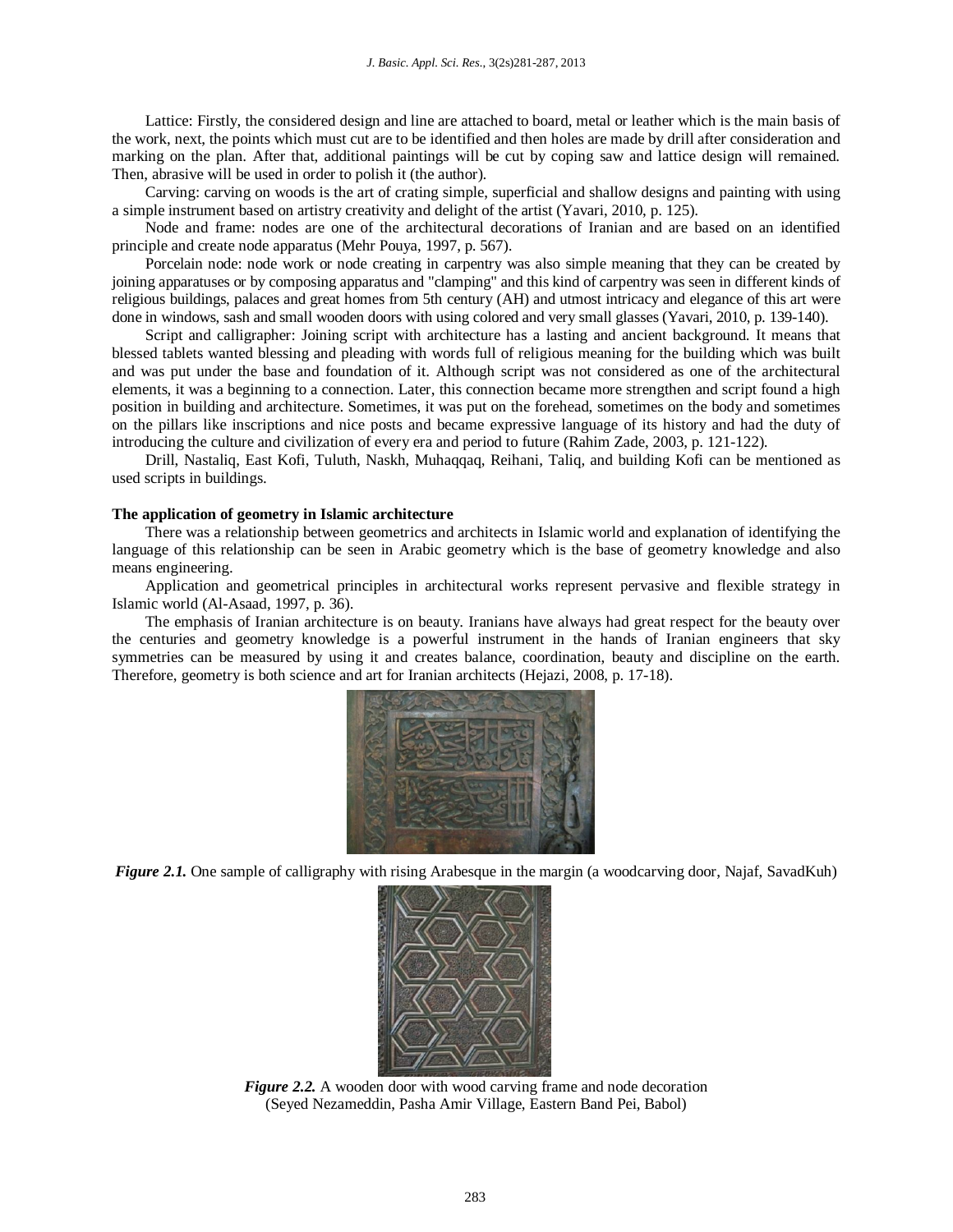Lattice: Firstly, the considered design and line are attached to board, metal or leather which is the main basis of the work, next, the points which must cut are to be identified and then holes are made by drill after consideration and marking on the plan. After that, additional paintings will be cut by coping saw and lattice design will remained. Then, abrasive will be used in order to polish it (the author).

Carving: carving on woods is the art of crating simple, superficial and shallow designs and painting with using a simple instrument based on artistry creativity and delight of the artist (Yavari, 2010, p. 125).

Node and frame: nodes are one of the architectural decorations of Iranian and are based on an identified principle and create node apparatus (Mehr Pouya, 1997, p. 567).

Porcelain node: node work or node creating in carpentry was also simple meaning that they can be created by joining apparatuses or by composing apparatus and "clamping" and this kind of carpentry was seen in different kinds of religious buildings, palaces and great homes from 5th century (AH) and utmost intricacy and elegance of this art were done in windows, sash and small wooden doors with using colored and very small glasses (Yavari, 2010, p. 139-140).

Script and calligrapher: Joining script with architecture has a lasting and ancient background. It means that blessed tablets wanted blessing and pleading with words full of religious meaning for the building which was built and was put under the base and foundation of it. Although script was not considered as one of the architectural elements, it was a beginning to a connection. Later, this connection became more strengthen and script found a high position in building and architecture. Sometimes, it was put on the forehead, sometimes on the body and sometimes on the pillars like inscriptions and nice posts and became expressive language of its history and had the duty of introducing the culture and civilization of every era and period to future (Rahim Zade, 2003, p. 121-122).

Drill, Nastaliq, East Kofi, Tuluth, Naskh, Muhaqqaq, Reihani, Taliq, and building Kofi can be mentioned as used scripts in buildings.

**The application of geometry in Islamic architecture**

There was a relationship between geometrics and architects in Islamic world and explanation of identifying the language of this relationship can be seen in Arabic geometry which is the base of geometry knowledge and also means engineering.

Application and geometrical principles in architectural works represent pervasive and flexible strategy in Islamic world (Al-Asaad, 1997, p. 36).

The emphasis of Iranian architecture is on beauty. Iranians have always had great respect for the beauty over the centuries and geometry knowledge is a powerful instrument in the hands of Iranian engineers that sky symmetries can be measured by using it and creates balance, coordination, beauty and discipline on the earth. Therefore, geometry is both science and art for Iranian architects (Hejazi, 2008, p. 17-18).

***Figure 2.1.*** One sample of calligraphy with rising Arabesque in the margin (a woodcarving door, Najaf, SavadKuh)

***Figure 2.2.*** A wooden door with wood carving frame and node decoration (Seyed Nezameddin, Pasha Amir Village, Eastern Band Pei, Babol)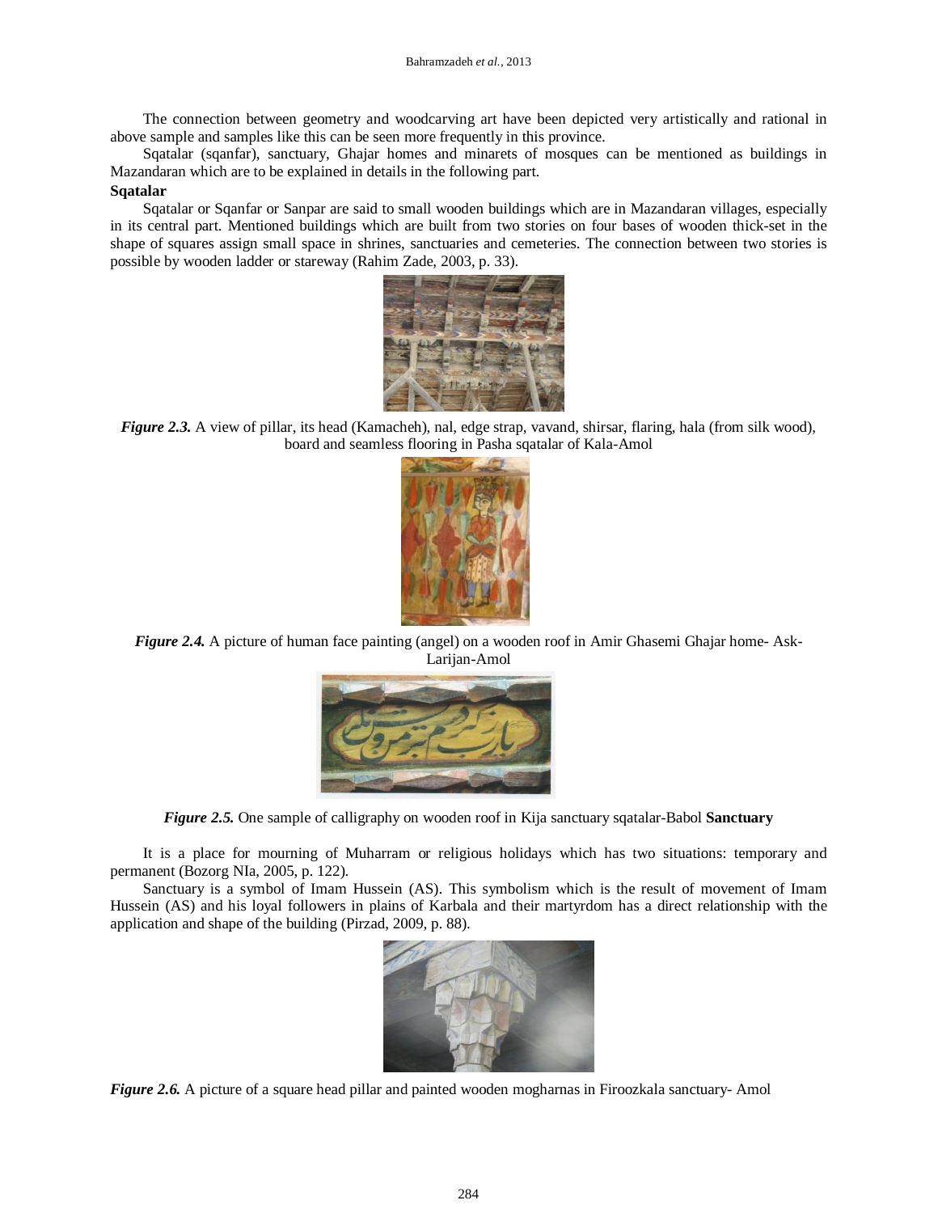The connection between geometry and woodcarving art have been depicted very artistically and rational in above sample and samples like this can be seen more frequently in this province.

Sqatalar (sqanfar), sanctuary, Ghajar homes and minarets of mosques can be mentioned as buildings in Mazandaran which are to be explained in details in the following part.

**Sqatalar**

Sqatalar or Sqanfar or Sanpar are said to small wooden buildings which are in Mazandaran villages, especially in its central part. Mentioned buildings which are built from two stories on four bases of wooden thick-set in the shape of squares assign small space in shrines, sanctuaries and cemeteries. The connection between two stories is possible by wooden ladder or stareway (Rahim Zade, 2003, p. 33).

***Figure 2.3.*** A view of pillar, its head (Kamacheh), nal, edge strap, vavand, shirsar, flaring, hala (from silk wood), board and seamless flooring in Pasha sqatalar of Kala-Amol

***Figure 2.4.*** A picture of human face painting (angel) on a wooden roof in Amir Ghasemi Ghajar home- Ask-Larijan-Amol

***Figure 2.5.*** One sample of calligraphy on wooden roof in Kija sanctuary sqatalar-Babol

**Sanctuary**

It is a place for mourning of Muharram or religious holidays which has two situations: temporary and permanent (Bozorg NIa, 2005, p. 122).

Sanctuary is a symbol of Imam Hussein (AS). This symbolism which is the result of movement of Imam Hussein (AS) and his loyal followers in plains of Karbala and their martyrdom has a direct relationship with the application and shape of the building (Pirzad, 2009, p. 88).

***Figure 2.6.*** A picture of a square head pillar and painted wooden mogharnas in Firoozkala sanctuary- Amol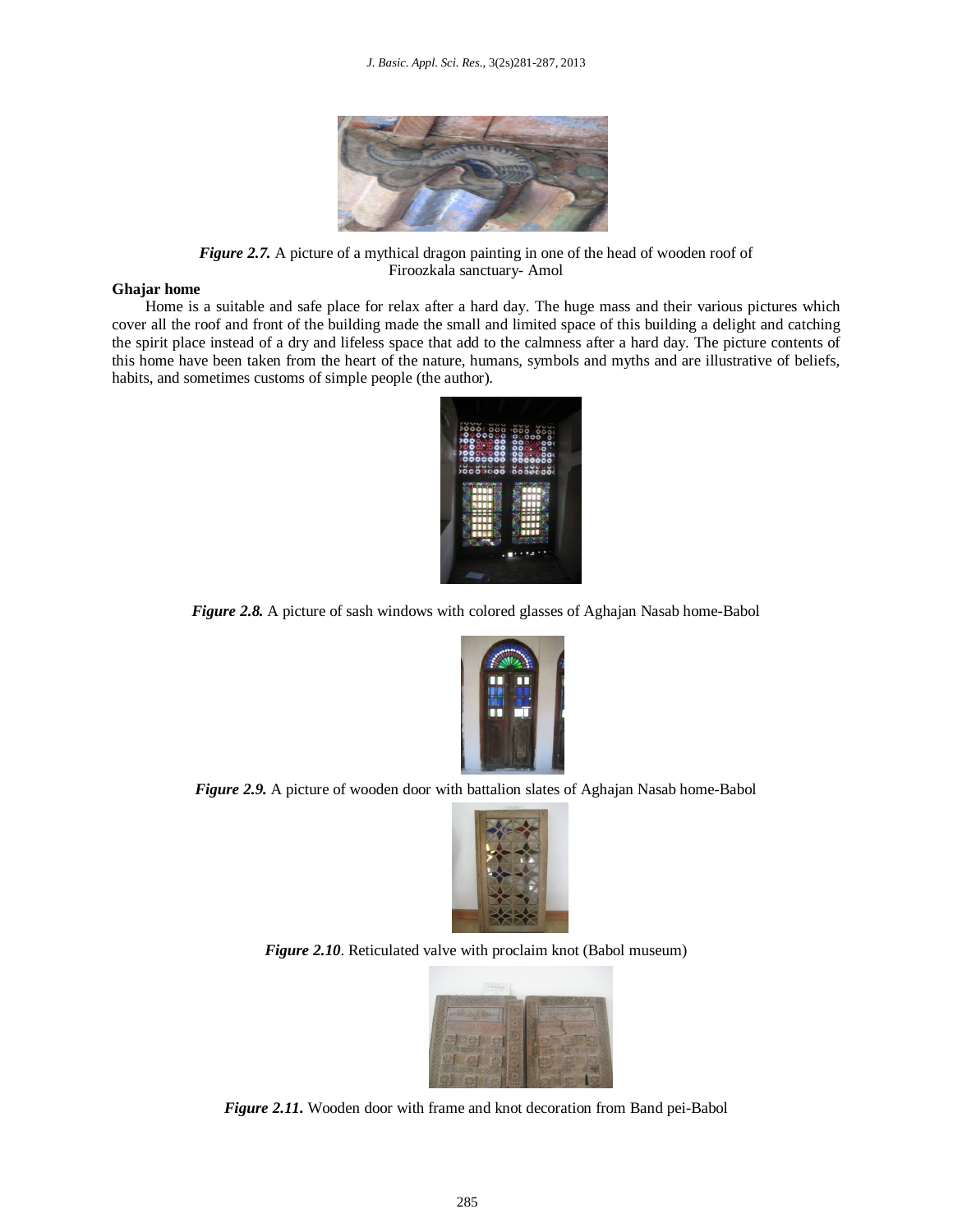*Figure 2.7.* A picture of a mythical dragon painting in one of the head of wooden roof of Firoozkala sanctuary- Amol

**Ghajar home**

Home is a suitable and safe place for relax after a hard day. The huge mass and their various pictures which cover all the roof and front of the building made the small and limited space of this building a delight and catching the spirit place instead of a dry and lifeless space that add to the calmness after a hard day. The picture contents of this home have been taken from the heart of the nature, humans, symbols and myths and are illustrative of beliefs, habits, and sometimes customs of simple people (the author).

*Figure 2.8.* A picture of sash windows with colored glasses of Aghajan Nasab home-Babol

*Figure 2.9.* A picture of wooden door with battalion slates of Aghajan Nasab home-Babol

*Figure 2.10*. Reticulated valve with proclaim knot (Babol museum)

*Figure 2.11.* Wooden door with frame and knot decoration from Band pei-Babol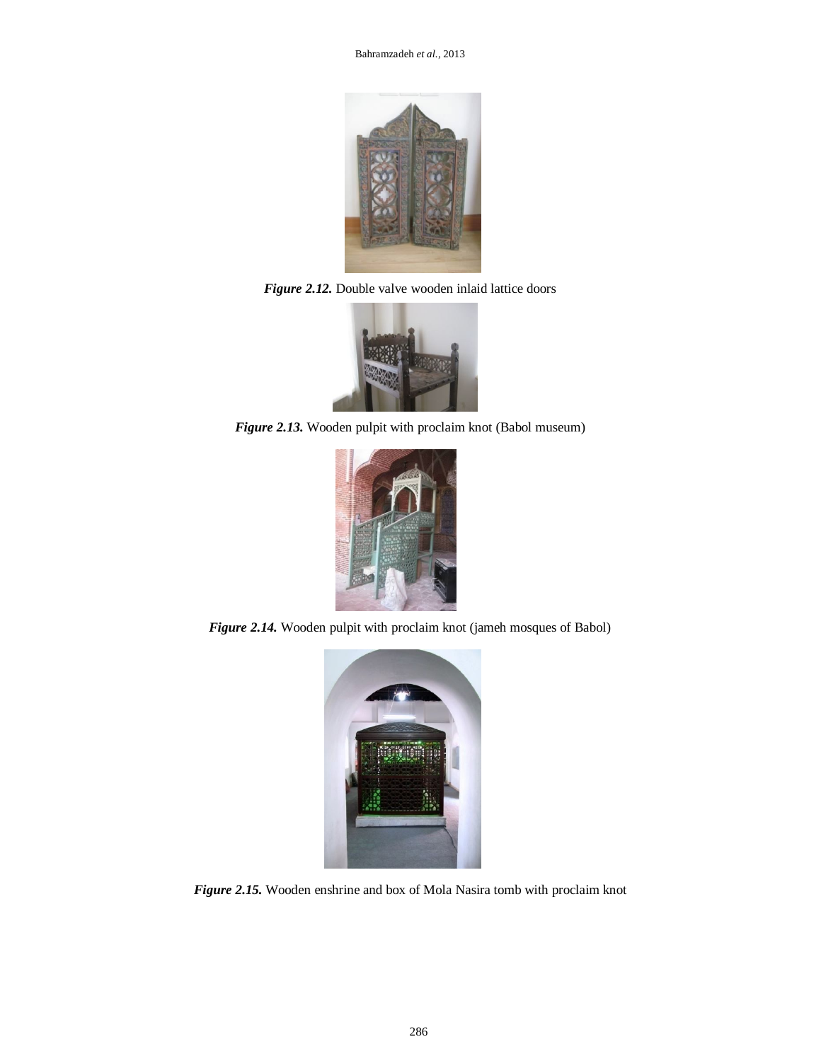***Figure 2.12.*** Double valve wooden inlaid lattice doors

***Figure 2.13.*** Wooden pulpit with proclaim knot (Babol museum)

***Figure 2.14.*** Wooden pulpit with proclaim knot (jameh mosques of Babol)

***Figure 2.15.*** Wooden enshrine and box of Mola Nasira tomb with proclaim knot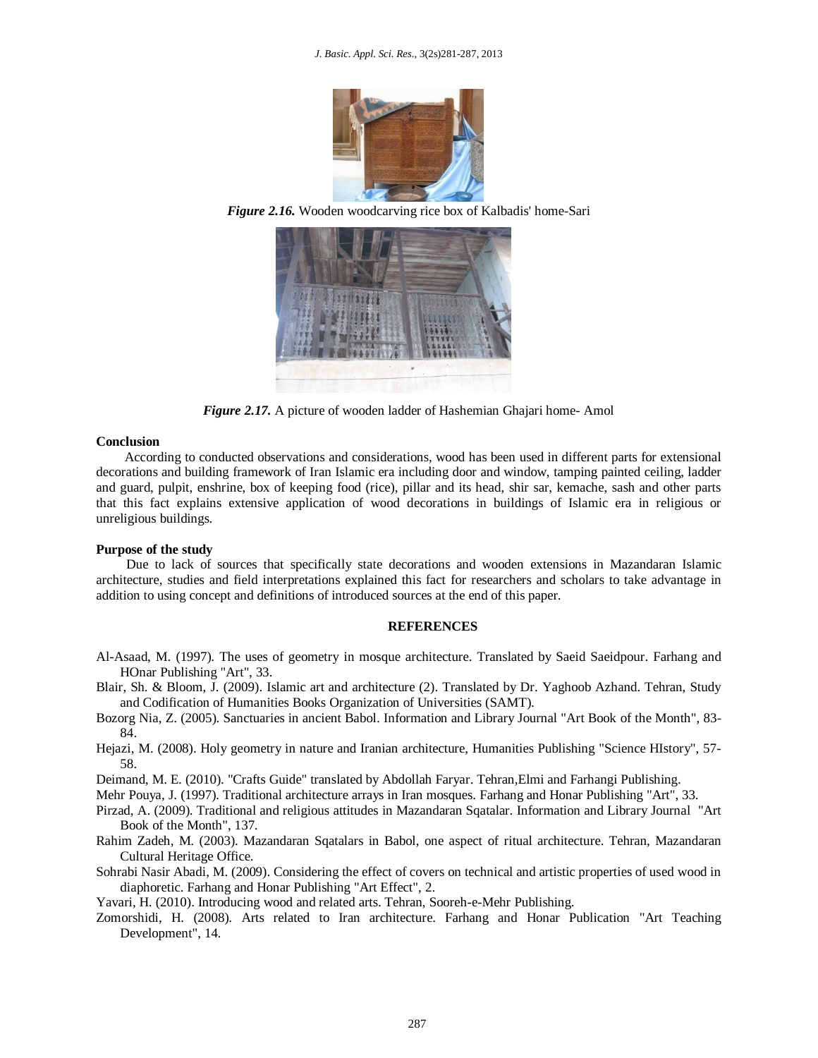*Figure 2.16.* Wooden woodcarving rice box of Kalbadis' home-Sari

*Figure 2.17.* A picture of wooden ladder of Hashemian Ghajari home- Amol

**Conclusion**

According to conducted observations and considerations, wood has been used in different parts for extensional decorations and building framework of Iran Islamic era including door and window, tamping painted ceiling, ladder and guard, pulpit, enshrine, box of keeping food (rice), pillar and its head, shir sar, kemache, sash and other parts that this fact explains extensive application of wood decorations in buildings of Islamic era in religious or unreligious buildings.

**Purpose of the study**

Due to lack of sources that specifically state decorations and wooden extensions in Mazandaran Islamic architecture, studies and field interpretations explained this fact for researchers and scholars to take advantage in addition to using concept and definitions of introduced sources at the end of this paper.

## REFERENCES

Al-Asaad, M. (1997). The uses of geometry in mosque architecture. Translated by Saeid Saeidpour. Farhang and HOnar Publishing "Art", 33.

Blair, Sh. & Bloom, J. (2009). Islamic art and architecture (2). Translated by Dr. Yaghoob Azhand. Tehran, Study and Codification of Humanities Books Organization of Universities (SAMT).

Bozorg Nia, Z. (2005). Sanctuaries in ancient Babol. Information and Library Journal "Art Book of the Month", 83-84.

Hejazi, M. (2008). Holy geometry in nature and Iranian architecture, Humanities Publishing "Science HIstory", 57-58.

Deimand, M. E. (2010). "Crafts Guide" translated by Abdollah Faryar. Tehran,Elmi and Farhangi Publishing.

Mehr Pouya, J. (1997). Traditional architecture arrays in Iran mosques. Farhang and Honar Publishing "Art", 33.

Pirzad, A. (2009). Traditional and religious attitudes in Mazandaran Sqatalar. Information and Library Journal "Art Book of the Month", 137.

Rahim Zadeh, M. (2003). Mazandaran Sqatalars in Babol, one aspect of ritual architecture. Tehran, Mazandaran Cultural Heritage Office.

Sohrabi Nasir Abadi, M. (2009). Considering the effect of covers on technical and artistic properties of used wood in diaphoretic. Farhang and Honar Publishing "Art Effect", 2.

Yavari, H. (2010). Introducing wood and related arts. Tehran, Sooreh-e-Mehr Publishing.

Zomorshidi, H. (2008). Arts related to Iran architecture. Farhang and Honar Publication "Art Teaching Development", 14.